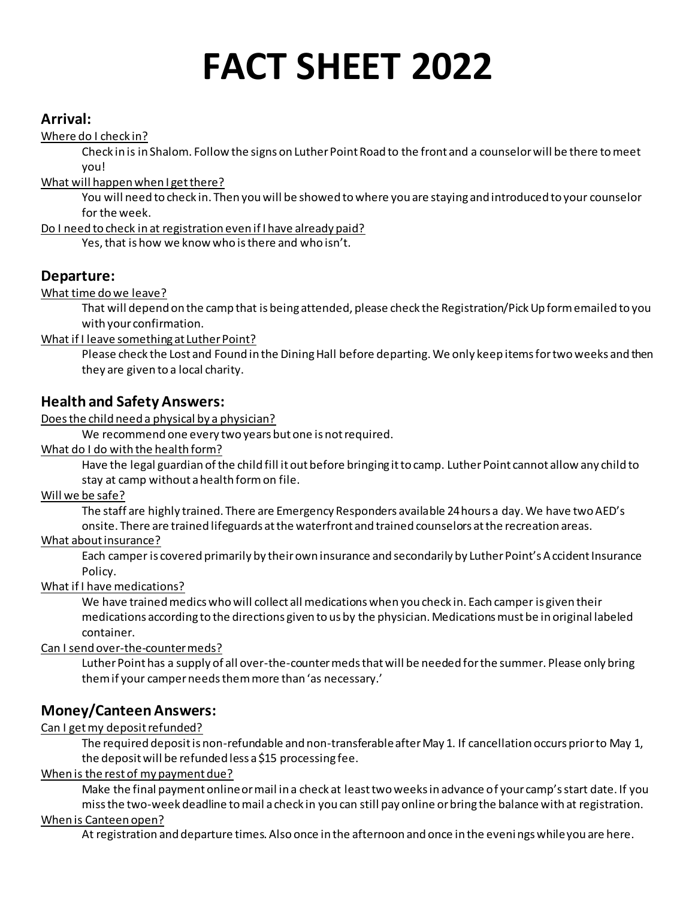# FACT SHEET 2022

## Arrival:

Where do I check in?

Check in is in Shalom. Follow the signs on Luther Point Road to the front and a counselor will be there to meet you!

What will happen when I get there?

You will need to check in. Then you will be showed to where you are staying and introduced to your counselor for the week.

Do I need to check in at registration even if I have already paid?

Yes, that is how we know who is there and who isn't.

## Departure:

What time do we leave?

That will depend on the camp that is being attended, please check the Registration/Pick Up form emailed to you with your confirmation.

What if I leave something at Luther Point?

Please check the Lost and Found in the Dining Hall before departing. We only keep items for two weeks and then they are given to a local charity.

## Health and Safety Answers:

Does the child need a physical by a physician?

We recommend one every two years but one is not required.

What do I do with the health form?

Have the legal guardian of the child fill it out before bringing it to camp. Luther Point cannot allow any child to stay at camp without a health form on file.

Will we be safe?

The staff are highly trained. There are Emergency Responders available 24 hours a day. We have two AED's onsite. There are trained lifeguards at the waterfront and trained counselors at the recreation areas.

What about insurance?

Each camper is covered primarily by their own insurance and secondarily by Luther Point's Accident Insurance Policy.

What if I have medications?

We have trained medics who will collect all medications when you check in. Each camper is given their medications according to the directions given to us by the physician. Medications must be in original labeled container.

Can I send over-the-counter meds?

Luther Point has a supply of all over-the-counter meds that will be needed for the summer. Please only bring them if your camper needs them more than 'as necessary.'

## Money/Canteen Answers:

Can I get my deposit refunded?

The required deposit is non-refundable and non-transferable after May 1. If cancellation occurs prior to May 1, the deposit will be refunded less a $15 processing fee.

When is the rest of my payment due?

Make the final payment online or mail in a check at least two weeks in advance of your camp's start date. If you miss the two-week deadline to mail a check in you can still pay online or bring the balance with at registration.

When is Canteen open?

At registration and departure times. Also once in the afternoon and once in the evenings while you are here.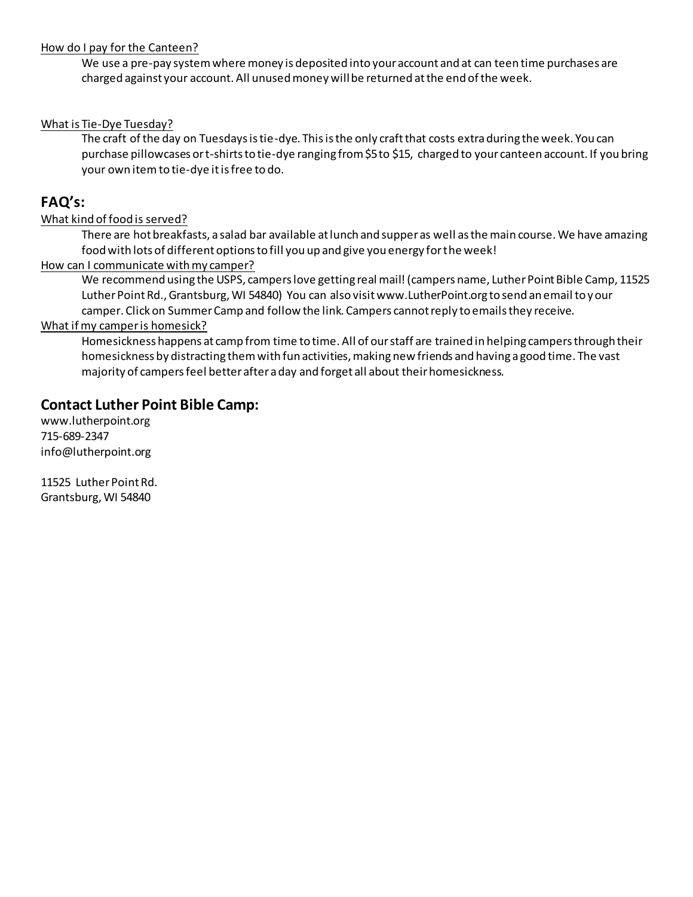How do I pay for the Canteen?

We use a pre-pay system where money is deposited into your account and at can teen time purchases are charged against your account. All unused money will be returned at the end of the week.

What is Tie-Dye Tuesday?

The craft of the day on Tuesdays is tie-dye. This is the only craft that costs extra during the week. You can purchase pillowcases or t-shirts to tie-dye ranging from $5 to $15, charged to your canteen account. If you bring your own item to tie-dye it is free to do.

## FAQ's:

What kind of food is served?

There are hot breakfasts, a salad bar available at lunch and supper as well as the main course. We have amazing food with lots of different options to fill you up and give you energy for the week!

How can I communicate with my camper?

We recommend using the USPS, campers love getting real mail! (campers name, Luther Point Bible Camp, 11525 Luther Point Rd., Grantsburg, WI 54840) You can also visit www.LutherPoint.org to send an email to your camper. Click on Summer Camp and follow the link. Campers cannot reply to emails they receive.

What if my camper is homesick?

Homesickness happens at camp from time to time. All of our staff are trained in helping campers through their homesickness by distracting them with fun activities, making new friends and having a good time. The vast majority of campers feel better after a day and forget all about their homesickness.

## Contact Luther Point Bible Camp:

www.lutherpoint.org
715-689-2347
info@lutherpoint.org

11525 Luther Point Rd.
Grantsburg, WI 54840